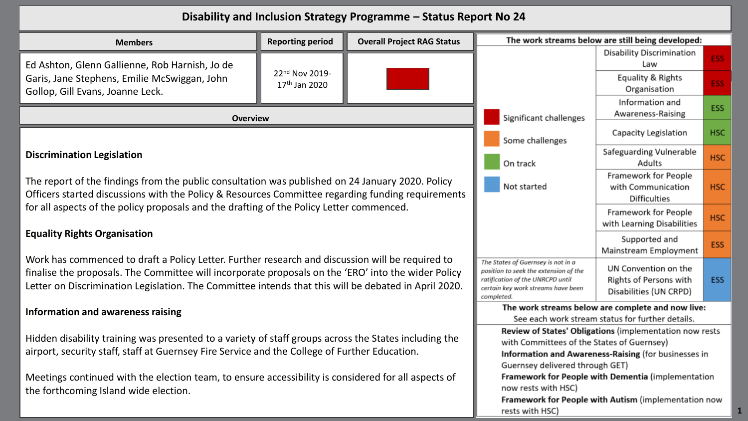# Disability and Inclusion Strategy Programme – Status Report No 24

| Members | Reporting period | Overall Project RAG Status |
|---|---|---|
| Ed Ashton, Glenn Gallienne, Rob Harnish, Jo de Garis, Jane Stephens, Emilie McSwiggan, John Gollop, Gill Evans, Joanne Leck. | 22nd Nov 2019- 17th Jan 2020 | Red |

## Overview

### Discrimination Legislation

The report of the findings from the public consultation was published on 24 January 2020. Policy Officers started discussions with the Policy & Resources Committee regarding funding requirements for all aspects of the policy proposals and the drafting of the Policy Letter commenced.

### Equality Rights Organisation

Work has commenced to draft a Policy Letter. Further research and discussion will be required to finalise the proposals. The Committee will incorporate proposals on the 'ERO' into the wider Policy Letter on Discrimination Legislation. The Committee intends that this will be debated in April 2020.

### Information and awareness raising

Hidden disability training was presented to a variety of staff groups across the States including the airport, security staff, staff at Guernsey Fire Service and the College of Further Education.

Meetings continued with the election team, to ensure accessibility is considered for all aspects of the forthcoming Island wide election.

## The work streams below are still being developed:

Key:
- Red: Significant challenges
- Orange: Some challenges
- Green: On track
- Blue: Not started

| Work stream | Committee | Status |
|---|---|---|
| Disability Discrimination Law | ESS | Red |
| Equality & Rights Organisation | ESS | Red |
| Information and Awareness-Raising | ESS | Green |
| Capacity Legislation | HSC | Green |
| Safeguarding Vulnerable Adults | HSC | Orange |
| Framework for People with Communication Difficulties | HSC | Orange |
| Framework for People with Learning Disabilities | HSC | Orange |
| Supported and Mainstream Employment | ESS | Orange |
| UN Convention on the Rights of Persons with Disabilities (UN CRPD) | ESS | Blue |

*The States of Guernsey is not in a position to seek the extension of the ratification of the UNRCPD until certain key work streams have been completed.*

## The work streams below are complete and now live:

See each work stream status for further details.

**Review of States' Obligations** (implementation now rests with Committees of the States of Guernsey)
**Information and Awareness-Raising** (for businesses in Guernsey delivered through GET)
**Framework for People with Dementia** (implementation now rests with HSC)
**Framework for People with Autism** (implementation now rests with HSC)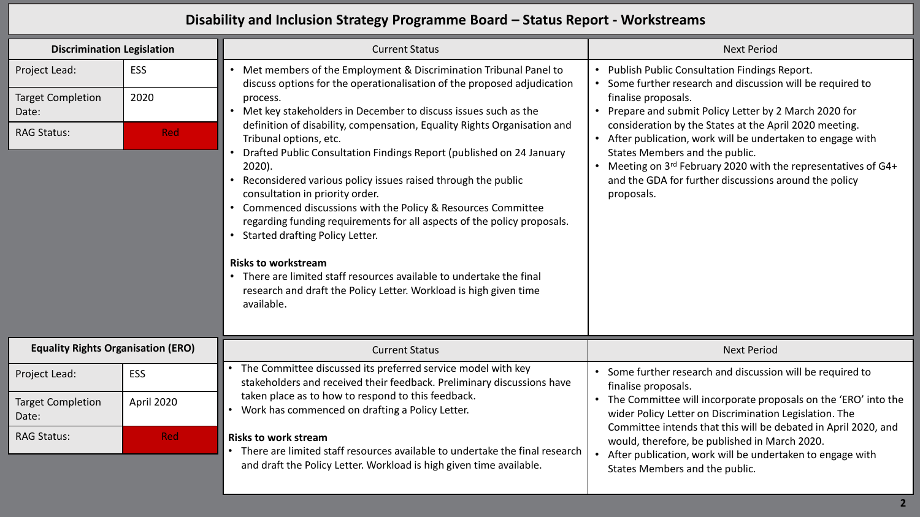# Disability and Inclusion Strategy Programme Board – Status Report - Workstreams

## Discrimination Legislation

| Discrimination Legislation | |
|---|---|
| Project Lead: | ESS |
| Target Completion Date: | 2020 |
| RAG Status: | Red |

### Current Status

- Met members of the Employment & Discrimination Tribunal Panel to discuss options for the operationalisation of the proposed adjudication process.
- Met key stakeholders in December to discuss issues such as the definition of disability, compensation, Equality Rights Organisation and Tribunal options, etc.
- Drafted Public Consultation Findings Report (published on 24 January 2020).
- Reconsidered various policy issues raised through the public consultation in priority order.
- Commenced discussions with the Policy & Resources Committee regarding funding requirements for all aspects of the policy proposals.
- Started drafting Policy Letter.

**Risks to workstream**

- There are limited staff resources available to undertake the final research and draft the Policy Letter. Workload is high given time available.

### Next Period

- Publish Public Consultation Findings Report.
- Some further research and discussion will be required to finalise proposals.
- Prepare and submit Policy Letter by 2 March 2020 for consideration by the States at the April 2020 meeting.
- After publication, work will be undertaken to engage with States Members and the public.
- Meeting on 3rd February 2020 with the representatives of G4+ and the GDA for further discussions around the policy proposals.

## Equality Rights Organisation (ERO)

| Equality Rights Organisation (ERO) | |
|---|---|
| Project Lead: | ESS |
| Target Completion Date: | April 2020 |
| RAG Status: | Red |

### Current Status

- The Committee discussed its preferred service model with key stakeholders and received their feedback. Preliminary discussions have taken place as to how to respond to this feedback.
- Work has commenced on drafting a Policy Letter.

**Risks to work stream**

- There are limited staff resources available to undertake the final research and draft the Policy Letter. Workload is high given time available.

### Next Period

- Some further research and discussion will be required to finalise proposals.
- The Committee will incorporate proposals on the 'ERO' into the wider Policy Letter on Discrimination Legislation. The Committee intends that this will be debated in April 2020, and would, therefore, be published in March 2020.
- After publication, work will be undertaken to engage with States Members and the public.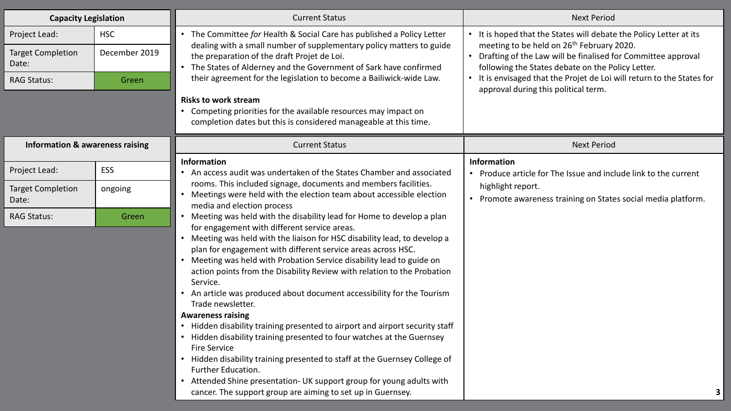## Capacity Legislation

| Capacity Legislation | |
|---|---|
| Project Lead: | HSC |
| Target Completion Date: | December 2019 |
| RAG Status: | Green |

### Current Status

- The Committee *for* Health & Social Care has published a Policy Letter dealing with a small number of supplementary policy matters to guide the preparation of the draft Projet de Loi.
- The States of Alderney and the Government of Sark have confirmed their agreement for the legislation to become a Bailiwick-wide Law.

**Risks to work stream**

- Competing priorities for the available resources may impact on completion dates but this is considered manageable at this time.

### Next Period

- It is hoped that the States will debate the Policy Letter at its meeting to be held on 26th February 2020.
- Drafting of the Law will be finalised for Committee approval following the States debate on the Policy Letter.
- It is envisaged that the Projet de Loi will return to the States for approval during this political term.

## Information & awareness raising

| Information & awareness raising | |
|---|---|
| Project Lead: | ESS |
| Target Completion Date: | ongoing |
| RAG Status: | Green |

### Current Status

**Information**

- An access audit was undertaken of the States Chamber and associated rooms. This included signage, documents and members facilities.
- Meetings were held with the election team about accessible election media and election process
- Meeting was held with the disability lead for Home to develop a plan for engagement with different service areas.
- Meeting was held with the liaison for HSC disability lead, to develop a plan for engagement with different service areas across HSC.
- Meeting was held with Probation Service disability lead to guide on action points from the Disability Review with relation to the Probation Service.
- An article was produced about document accessibility for the Tourism Trade newsletter.

**Awareness raising**

- Hidden disability training presented to airport and airport security staff
- Hidden disability training presented to four watches at the Guernsey Fire Service
- Hidden disability training presented to staff at the Guernsey College of Further Education.
- Attended Shine presentation- UK support group for young adults with cancer. The support group are aiming to set up in Guernsey.

### Next Period

**Information**

- Produce article for The Issue and include link to the current highlight report.
- Promote awareness training on States social media platform.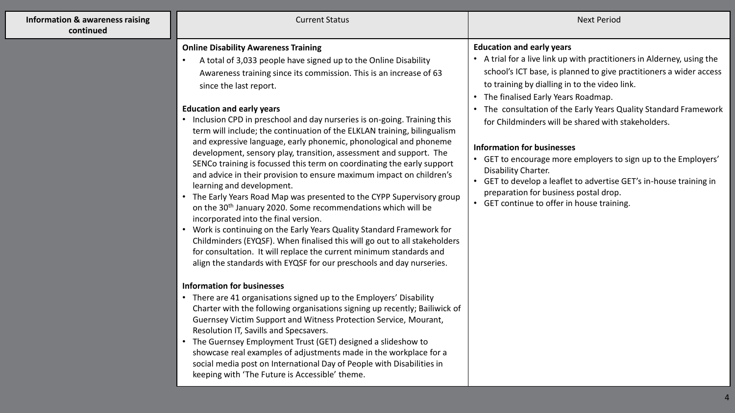| Information & awareness raising continued | Current Status | Next Period |
|---|---|---|
| | **Online Disability Awareness Training**<br>• A total of 3,033 people have signed up to the Online Disability Awareness training since its commission. This is an increase of 63 since the last report.<br><br>**Education and early years**<br>• Inclusion CPD in preschool and day nurseries is on-going. Training this term will include; the continuation of the ELKLAN training, bilingualism and expressive language, early phonemic, phonological and phoneme development, sensory play, transition, assessment and support. The SENCo training is focussed this term on coordinating the early support and advice in their provision to ensure maximum impact on children's learning and development.<br>• The Early Years Road Map was presented to the CYPP Supervisory group on the 30th January 2020. Some recommendations which will be incorporated into the final version.<br>• Work is continuing on the Early Years Quality Standard Framework for Childminders (EYQSF). When finalised this will go out to all stakeholders for consultation. It will replace the current minimum standards and align the standards with EYQSF for our preschools and day nurseries.<br><br>**Information for businesses**<br>• There are 41 organisations signed up to the Employers' Disability Charter with the following organisations signing up recently; Bailiwick of Guernsey Victim Support and Witness Protection Service, Mourant, Resolution IT, Savills and Specsavers.<br>• The Guernsey Employment Trust (GET) designed a slideshow to showcase real examples of adjustments made in the workplace for a social media post on International Day of People with Disabilities in keeping with 'The Future is Accessible' theme. | **Education and early years**<br>• A trial for a live link up with practitioners in Alderney, using the school's ICT base, is planned to give practitioners a wider access to training by dialling in to the video link.<br>• The finalised Early Years Roadmap.<br>• The consultation of the Early Years Quality Standard Framework for Childminders will be shared with stakeholders.<br><br>**Information for businesses**<br>• GET to encourage more employers to sign up to the Employers' Disability Charter.<br>• GET to develop a leaflet to advertise GET's in-house training in preparation for business postal drop.<br>• GET continue to offer in house training. |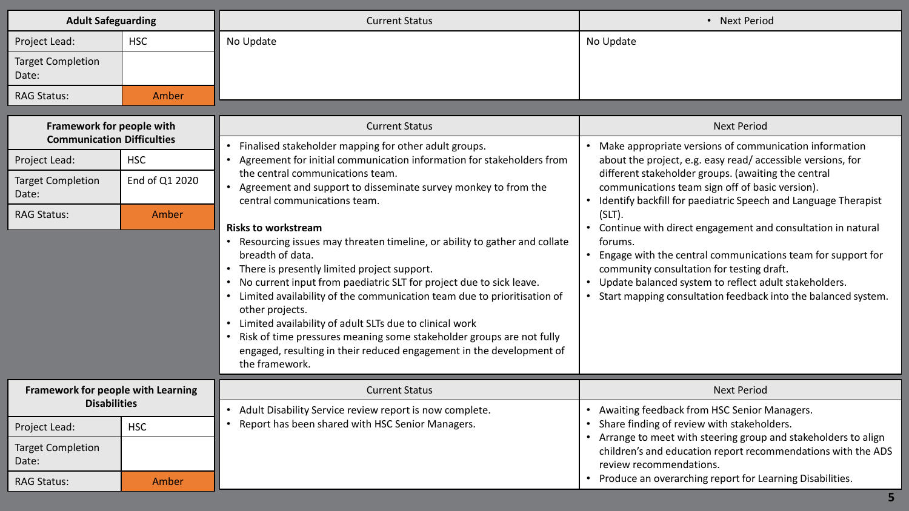## Adult Safeguarding

| Adult Safeguarding | |
|---|---|
| Project Lead: | HSC |
| Target Completion Date: | |
| RAG Status: | Amber |

| Current Status | • Next Period |
|---|---|
| No Update | No Update |

## Framework for people with Communication Difficulties

| Framework for people with Communication Difficulties | |
|---|---|
| Project Lead: | HSC |
| Target Completion Date: | End of Q1 2020 |
| RAG Status: | Amber |

**Current Status**

- Finalised stakeholder mapping for other adult groups.
- Agreement for initial communication information for stakeholders from the central communications team.
- Agreement and support to disseminate survey monkey to from the central communications team.

**Risks to workstream**

- Resourcing issues may threaten timeline, or ability to gather and collate breadth of data.
- There is presently limited project support.
- No current input from paediatric SLT for project due to sick leave.
- Limited availability of the communication team due to prioritisation of other projects.
- Limited availability of adult SLTs due to clinical work
- Risk of time pressures meaning some stakeholder groups are not fully engaged, resulting in their reduced engagement in the development of the framework.

**Next Period**

- Make appropriate versions of communication information about the project, e.g. easy read/ accessible versions, for different stakeholder groups. (awaiting the central communications team sign off of basic version).
- Identify backfill for paediatric Speech and Language Therapist (SLT).
- Continue with direct engagement and consultation in natural forums.
- Engage with the central communications team for support for community consultation for testing draft.
- Update balanced system to reflect adult stakeholders.
- Start mapping consultation feedback into the balanced system.

## Framework for people with Learning Disabilities

| Framework for people with Learning Disabilities | |
|---|---|
| Project Lead: | HSC |
| Target Completion Date: | |
| RAG Status: | Amber |

**Current Status**

- Adult Disability Service review report is now complete.
- Report has been shared with HSC Senior Managers.

**Next Period**

- Awaiting feedback from HSC Senior Managers.
- Share finding of review with stakeholders.
- Arrange to meet with steering group and stakeholders to align children's and education report recommendations with the ADS review recommendations.
- Produce an overarching report for Learning Disabilities.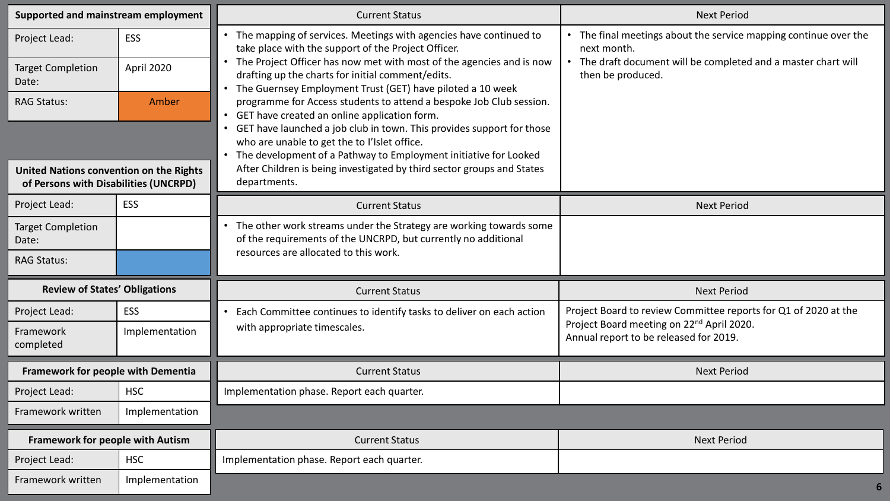## Supported and mainstream employment

| | |
|---|---|
| Project Lead: | ESS |
| Target Completion Date: | April 2020 |
| RAG Status: | Amber |

| Current Status | Next Period |
|---|---|
| • The mapping of services. Meetings with agencies have continued to take place with the support of the Project Officer.<br>• The Project Officer has now met with most of the agencies and is now drafting up the charts for initial comment/edits.<br>• The Guernsey Employment Trust (GET) have piloted a 10 week programme for Access students to attend a bespoke Job Club session.<br>• GET have created an online application form.<br>• GET have launched a job club in town. This provides support for those who are unable to get the to I'Islet office.<br>• The development of a Pathway to Employment initiative for Looked After Children is being investigated by third sector groups and States departments. | • The final meetings about the service mapping continue over the next month.<br>• The draft document will be completed and a master chart will then be produced. |

## United Nations convention on the Rights of Persons with Disabilities (UNCRPD)

| | |
|---|---|
| Project Lead: | ESS |
| Target Completion Date: | |
| RAG Status: | |

| Current Status | Next Period |
|---|---|
| • The other work streams under the Strategy are working towards some of the requirements of the UNCRPD, but currently no additional resources are allocated to this work. | |

## Review of States' Obligations

| | |
|---|---|
| Project Lead: | ESS |
| Framework completed | Implementation |

| Current Status | Next Period |
|---|---|
| • Each Committee continues to identify tasks to deliver on each action with appropriate timescales. | Project Board to review Committee reports for Q1 of 2020 at the Project Board meeting on 22nd April 2020.<br>Annual report to be released for 2019. |

## Framework for people with Dementia

| | |
|---|---|
| Project Lead: | HSC |
| Framework written | Implementation |

| Current Status | Next Period |
|---|---|
| Implementation phase. Report each quarter. | |

## Framework for people with Autism

| | |
|---|---|
| Project Lead: | HSC |
| Framework written | Implementation |

| Current Status | Next Period |
|---|---|
| Implementation phase. Report each quarter. | |